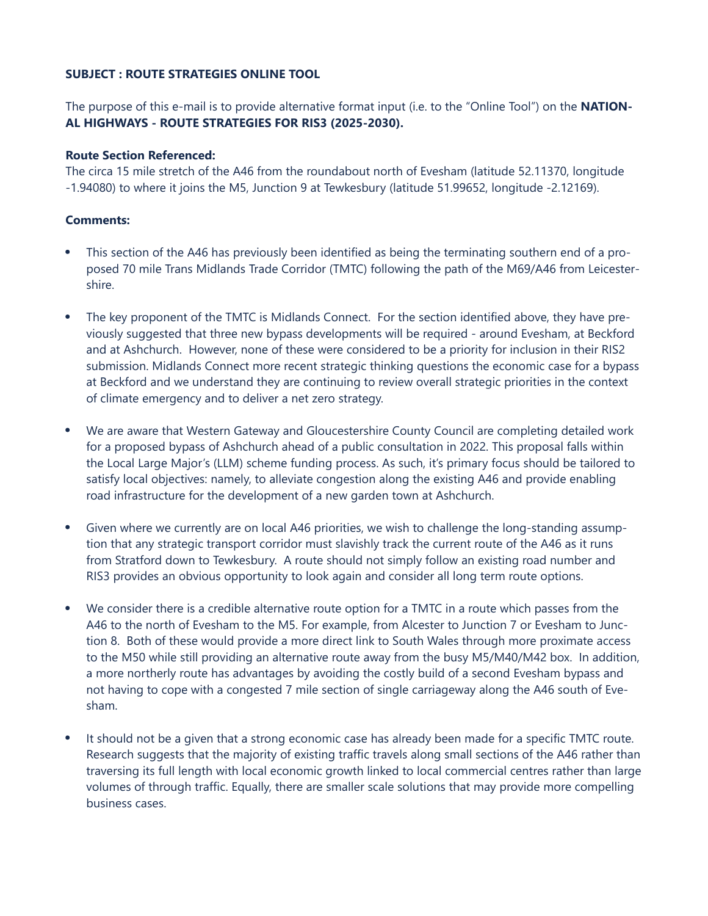**SUBJECT : ROUTE STRATEGIES ONLINE TOOL**

The purpose of this e-mail is to provide alternative format input (i.e. to the "Online Tool") on the **NATIONAL HIGHWAYS - ROUTE STRATEGIES FOR RIS3 (2025-2030).**

**Route Section Referenced:**
The circa 15 mile stretch of the A46 from the roundabout north of Evesham (latitude 52.11370, longitude -1.94080) to where it joins the M5, Junction 9 at Tewkesbury (latitude 51.99652, longitude -2.12169).

**Comments:**

- This section of the A46 has previously been identified as being the terminating southern end of a proposed 70 mile Trans Midlands Trade Corridor (TMTC) following the path of the M69/A46 from Leicestershire.

- The key proponent of the TMTC is Midlands Connect. For the section identified above, they have previously suggested that three new bypass developments will be required - around Evesham, at Beckford and at Ashchurch. However, none of these were considered to be a priority for inclusion in their RIS2 submission. Midlands Connect more recent strategic thinking questions the economic case for a bypass at Beckford and we understand they are continuing to review overall strategic priorities in the context of climate emergency and to deliver a net zero strategy.

- We are aware that Western Gateway and Gloucestershire County Council are completing detailed work for a proposed bypass of Ashchurch ahead of a public consultation in 2022. This proposal falls within the Local Large Major's (LLM) scheme funding process. As such, it's primary focus should be tailored to satisfy local objectives: namely, to alleviate congestion along the existing A46 and provide enabling road infrastructure for the development of a new garden town at Ashchurch.

- Given where we currently are on local A46 priorities, we wish to challenge the long-standing assumption that any strategic transport corridor must slavishly track the current route of the A46 as it runs from Stratford down to Tewkesbury. A route should not simply follow an existing road number and RIS3 provides an obvious opportunity to look again and consider all long term route options.

- We consider there is a credible alternative route option for a TMTC in a route which passes from the A46 to the north of Evesham to the M5. For example, from Alcester to Junction 7 or Evesham to Junction 8. Both of these would provide a more direct link to South Wales through more proximate access to the M50 while still providing an alternative route away from the busy M5/M40/M42 box. In addition, a more northerly route has advantages by avoiding the costly build of a second Evesham bypass and not having to cope with a congested 7 mile section of single carriageway along the A46 south of Evesham.

- It should not be a given that a strong economic case has already been made for a specific TMTC route. Research suggests that the majority of existing traffic travels along small sections of the A46 rather than traversing its full length with local economic growth linked to local commercial centres rather than large volumes of through traffic. Equally, there are smaller scale solutions that may provide more compelling business cases.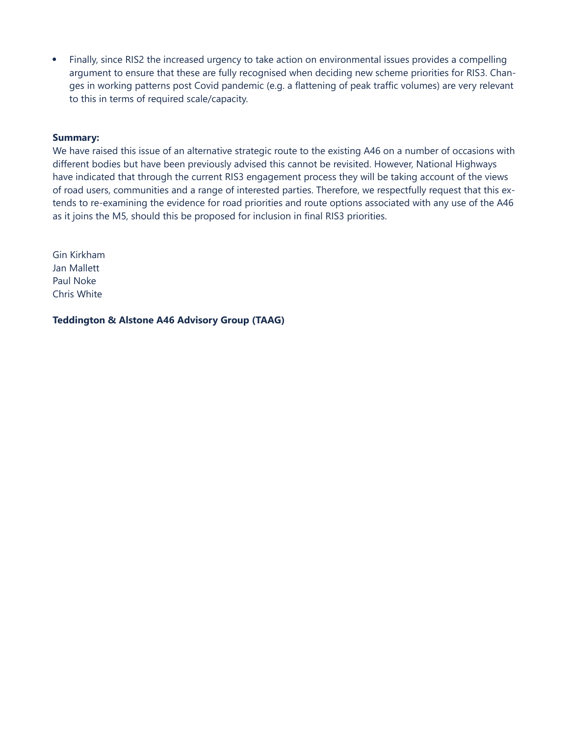- Finally, since RIS2 the increased urgency to take action on environmental issues provides a compelling argument to ensure that these are fully recognised when deciding new scheme priorities for RIS3. Changes in working patterns post Covid pandemic (e.g. a flattening of peak traffic volumes) are very relevant to this in terms of required scale/capacity.

**Summary:**
We have raised this issue of an alternative strategic route to the existing A46 on a number of occasions with different bodies but have been previously advised this cannot be revisited. However, National Highways have indicated that through the current RIS3 engagement process they will be taking account of the views of road users, communities and a range of interested parties. Therefore, we respectfully request that this extends to re-examining the evidence for road priorities and route options associated with any use of the A46 as it joins the M5, should this be proposed for inclusion in final RIS3 priorities.

Gin Kirkham
Jan Mallett
Paul Noke
Chris White

**Teddington & Alstone A46 Advisory Group (TAAG)**